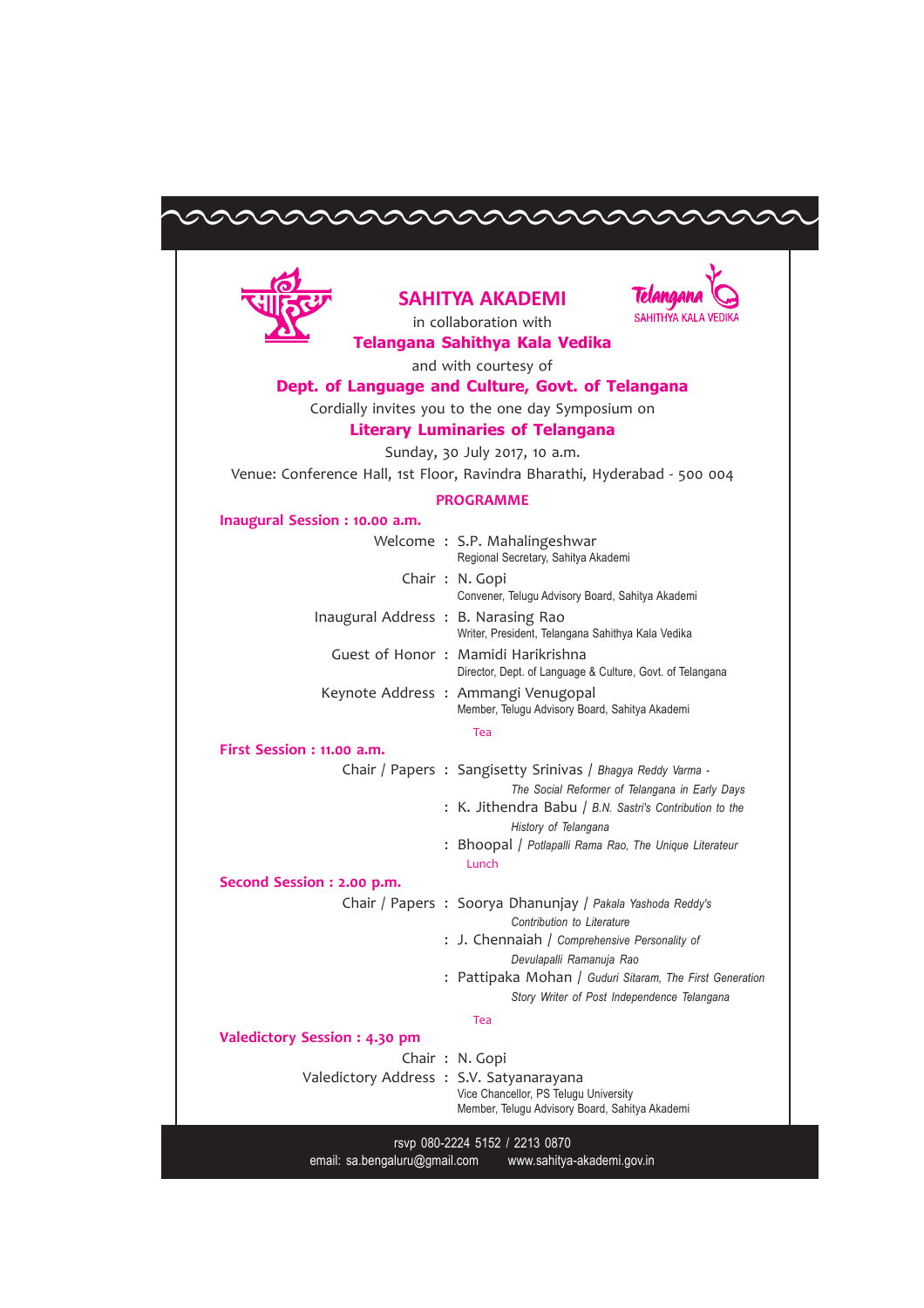# SAHITYA AKADEMI

in collaboration with

**Telangana Sahithya Kala Vedika**

Telangana SAHITHYA KALA VEDIKA

and with courtesy of

**Dept. of Language and Culture, Govt. of Telangana**

Cordially invites you to the one day Symposium on

## Literary Luminaries of Telangana

Sunday, 30 July 2017, 10 a.m.

Venue: Conference Hall, 1st Floor, Ravindra Bharathi, Hyderabad - 500 004

### PROGRAMME

**Inaugural Session : 10.00 a.m.**

Welcome : S.P. Mahalingeshwar
Regional Secretary, Sahitya Akademi

Chair : N. Gopi
Convener, Telugu Advisory Board, Sahitya Akademi

Inaugural Address : B. Narasing Rao
Writer, President, Telangana Sahithya Kala Vedika

Guest of Honor : Mamidi Harikrishna
Director, Dept. of Language & Culture, Govt. of Telangana

Keynote Address : Ammangi Venugopal
Member, Telugu Advisory Board, Sahitya Akademi

Tea

**First Session : 11.00 a.m.**

Chair / Papers : Sangisetty Srinivas / *Bhagya Reddy Varma - The Social Reformer of Telangana in Early Days*

: K. Jithendra Babu / *B.N. Sastri's Contribution to the History of Telangana*

: Bhoopal / *Potlapalli Rama Rao, The Unique Literateur*

Lunch

**Second Session : 2.00 p.m.**

Chair / Papers : Soorya Dhanunjay / *Pakala Yashoda Reddy's Contribution to Literature*

: J. Chennaiah / *Comprehensive Personality of Devulapalli Ramanuja Rao*

: Pattipaka Mohan / *Guduri Sitaram, The First Generation Story Writer of Post Independence Telangana*

Tea

**Valedictory Session : 4.30 pm**

Chair : N. Gopi

Valedictory Address : S.V. Satyanarayana
Vice Chancellor, PS Telugu University
Member, Telugu Advisory Board, Sahitya Akademi

rsvp 080-2224 5152 / 2213 0870

email: sa.bengaluru@gmail.com www.sahitya-akademi.gov.in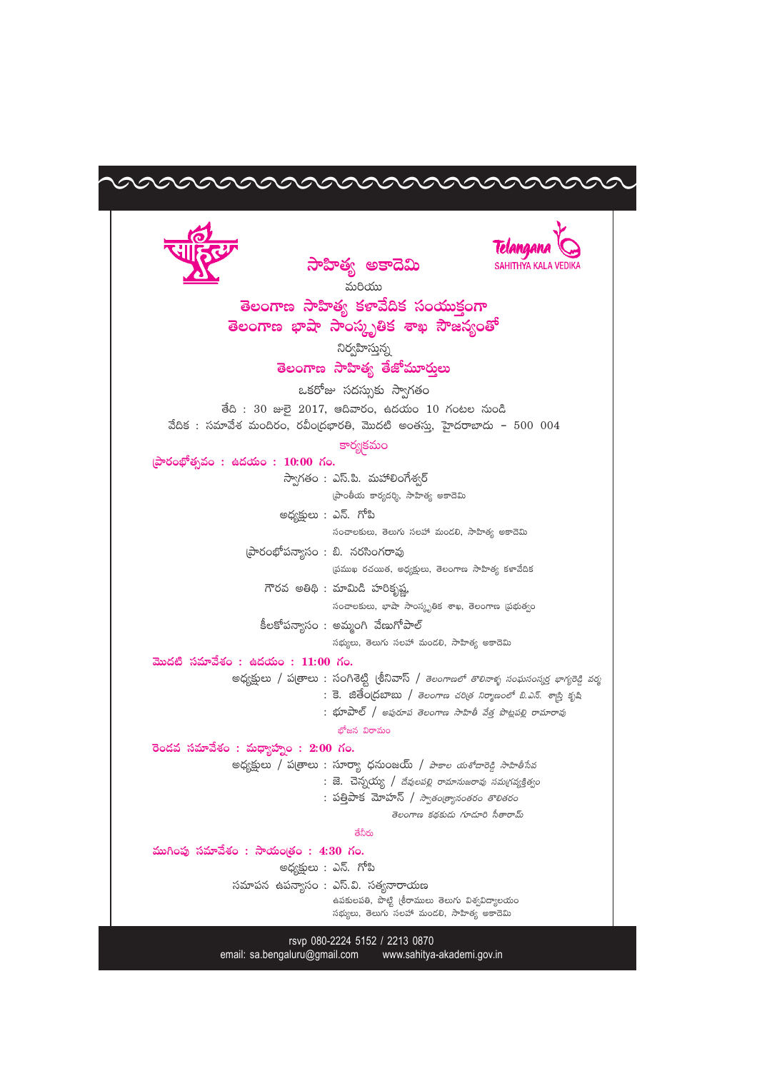Telangana SAHITHYA KALA VEDIKA

# సాహిత్య అకాదెమి

మరియు

## తెలంగాణ సాహిత్య కళావేదిక సంయుక్తంగా
## తెలంగాణ భాషా సాంస్కృతిక శాఖ సౌజన్యంతో

నిర్వహిస్తున్న

## తెలంగాణ సాహిత్య తేజోమూర్తులు

ఒకరోజు సదస్సుకు స్వాగతం

తేది : 30 జులై 2017, ఆదివారం, ఉదయం 10 గంటల నుండి

వేదిక : సమావేశ మందిరం, రవీంద్రభారతి, మొదటి అంతస్తు, హైదరాబాదు - 500 004

### కార్యక్రమం

**ప్రారంభోత్సవం : ఉదయం : 10:00 గం.**

స్వాగతం : ఎస్.పి. మహాలింగేశ్వర్
ప్రాంతీయ కార్యదర్శి, సాహిత్య అకాదెమి

అధ్యక్షులు : ఎన్. గోపి
సంచాలకులు, తెలుగు సలహా మండలి, సాహిత్య అకాదెమి

ప్రారంభోపన్యాసం : బి. నరసింగరావు
ప్రముఖ రచయిత, అధ్యక్షులు, తెలంగాణ సాహిత్య కళావేదిక

గౌరవ అతిథి : మామిడి హరికృష్ణ
సంచాలకులు, భాషా సాంస్కృతిక శాఖ, తెలంగాణ ప్రభుత్వం

కీలకోపన్యాసం : అమ్మంగి వేణుగోపాల్
సభ్యులు, తెలుగు సలహా మండలి, సాహిత్య అకాదెమి

**మొదటి సమావేశం : ఉదయం : 11:00 గం.**

అధ్యక్షులు / పత్రాలు : సంగిశెట్టి శ్రీనివాస్ / *తెలంగాణలో తొలినాళ్ళ సంఘసంస్కర్త భాగ్యరెడ్డి వర్మ*
: కె. జితేంద్రబాబు / *తెలంగాణ చరిత్ర నిర్మాణంలో బి.ఎన్. శాస్త్రి కృషి*
: భూపాల్ / *అపురూప తెలంగాణ సాహితీ వేత్త పొట్లపల్లి రామారావు*

భోజన విరామం

**రెండవ సమావేశం : మధ్యాహ్నం : 2:00 గం.**

అధ్యక్షులు / పత్రాలు : సూర్యా ధనుంజయ్ / *పాకాల యశోదారెడ్డి సాహితీసేవ*
: జె. చెన్నయ్య / *దేవులపల్లి రామానుజరావు సమగ్రవ్యక్తిత్వం*
: పత్తిపాక మోహన్ / *స్వాతంత్ర్యానంతరం తొలితరం తెలంగాణ కథకుడు గూడూరి సీతారామ్*

తేనీరు

**ముగింపు సమావేశం : సాయంత్రం : 4:30 గం.**

అధ్యక్షులు : ఎన్. గోపి

సమాపన ఉపన్యాసం : ఎస్.వి. సత్యనారాయణ
ఉపకులపతి, పొట్టి శ్రీరాములు తెలుగు విశ్వవిద్యాలయం
సభ్యులు, తెలుగు సలహా మండలి, సాహిత్య అకాదెమి

rsvp 080-2224 5152 / 2213 0870
email: sa.bengaluru@gmail.com www.sahitya-akademi.gov.in